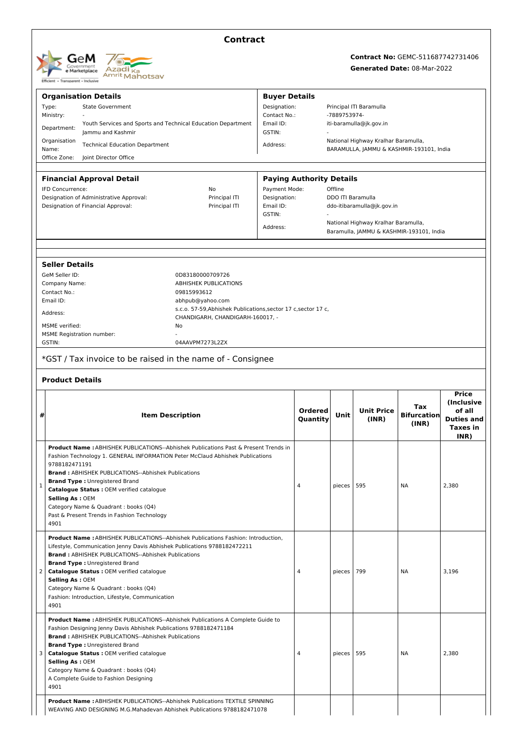# Contract

**Contract No:** GEMC-511687742731406

**Generated Date:** 08-Mar-2022

## Organisation Details

| | |
|---|---|
| Type: | State Government |
| Ministry: | - |
| Department: | Youth Services and Sports and Technical Education Department Jammu and Kashmir |
| Organisation Name: | Technical Education Department |
| Office Zone: | Joint Director Office |

## Buyer Details

| | |
|---|---|
| Designation: | Principal ITI Baramulla |
| Contact No.: | -7889753974- |
| Email ID: | iti-baramulla@jk.gov.in |
| GSTIN: | - |
| Address: | National Highway Kralhar Baramulla, BARAMULLA, JAMMU & KASHMIR-193101, India |

## Financial Approval Detail

| | |
|---|---|
| IFD Concurrence: | No |
| Designation of Administrative Approval: | Principal ITI |
| Designation of Financial Approval: | Principal ITI |

## Paying Authority Details

| | |
|---|---|
| Payment Mode: | Offline |
| Designation: | DDO ITI Baramulla |
| Email ID: | ddo-itibaramulla@jk.gov.in |
| GSTIN: | - |
| Address: | National Highway Kralhar Baramulla, Baramulla, JAMMU & KASHMIR-193101, India |

## Seller Details

| | |
|---|---|
| GeM Seller ID: | 0D83180000709726 |
| Company Name: | ABHISHEK PUBLICATIONS |
| Contact No.: | 09815993612 |
| Email ID: | abhpub@yahoo.com |
| Address: | s.c.o. 57-59,Abhishek Publications,sector 17 c,sector 17 c, CHANDIGARH, CHANDIGARH-160017, - |
| MSME verified: | No |
| MSME Registration number: | - |
| GSTIN: | 04AAVPM7273L2ZX |

*GST / Tax invoice to be raised in the name of - Consignee

## Product Details

| # | Item Description | Ordered Quantity | Unit | Unit Price (INR) | Tax Bifurcation (INR) | Price (Inclusive of all Duties and Taxes in INR) |
|---|---|---|---|---|---|---|
| 1 | **Product Name :** ABHISHEK PUBLICATIONS--Abhishek Publications Past & Present Trends in Fashion Technology 1. GENERAL INFORMATION Peter McClaud Abhishek Publications 9788182471191<br>**Brand :** ABHISHEK PUBLICATIONS--Abhishek Publications<br>**Brand Type :** Unregistered Brand<br>**Catalogue Status :** OEM verified catalogue<br>**Selling As :** OEM<br>Category Name & Quadrant : books (Q4)<br>Past & Present Trends in Fashion Technology<br>4901 | 4 | pieces | 595 | NA | 2,380 |
| 2 | **Product Name :** ABHISHEK PUBLICATIONS--Abhishek Publications Fashion: Introduction, Lifestyle, Communication Jenny Davis Abhishek Publications 9788182472211<br>**Brand :** ABHISHEK PUBLICATIONS--Abhishek Publications<br>**Brand Type :** Unregistered Brand<br>**Catalogue Status :** OEM verified catalogue<br>**Selling As :** OEM<br>Category Name & Quadrant : books (Q4)<br>Fashion: Introduction, Lifestyle, Communication<br>4901 | 4 | pieces | 799 | NA | 3,196 |
| 3 | **Product Name :** ABHISHEK PUBLICATIONS--Abhishek Publications A Complete Guide to Fashion Designing Jenny Davis Abhishek Publications 9788182471184<br>**Brand :** ABHISHEK PUBLICATIONS--Abhishek Publications<br>**Brand Type :** Unregistered Brand<br>**Catalogue Status :** OEM verified catalogue<br>**Selling As :** OEM<br>Category Name & Quadrant : books (Q4)<br>A Complete Guide to Fashion Designing<br>4901 | 4 | pieces | 595 | NA | 2,380 |
| | **Product Name :** ABHISHEK PUBLICATIONS--Abhishek Publications TEXTILE SPINNING WEAVING AND DESIGNING M.G.Mahadevan Abhishek Publications 9788182471078 | | | | | |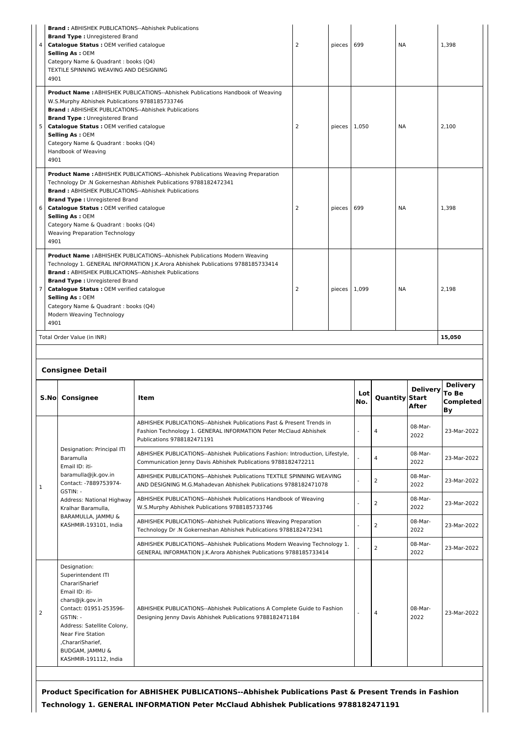| | | | | | | |
|---|---|---|---|---|---|---|
| 4 | **Brand :** ABHISHEK PUBLICATIONS--Abhishek Publications<br>**Brand Type :** Unregistered Brand<br>**Catalogue Status :** OEM verified catalogue<br>**Selling As :** OEM<br>Category Name & Quadrant : books (Q4)<br>TEXTILE SPINNING WEAVING AND DESIGNING<br>4901 | 2 | pieces | 699 | NA | 1,398 |
| 5 | **Product Name :** ABHISHEK PUBLICATIONS--Abhishek Publications Handbook of Weaving W.S.Murphy Abhishek Publications 9788185733746<br>**Brand :** ABHISHEK PUBLICATIONS--Abhishek Publications<br>**Brand Type :** Unregistered Brand<br>**Catalogue Status :** OEM verified catalogue<br>**Selling As :** OEM<br>Category Name & Quadrant : books (Q4)<br>Handbook of Weaving<br>4901 | 2 | pieces | 1,050 | NA | 2,100 |
| 6 | **Product Name :** ABHISHEK PUBLICATIONS--Abhishek Publications Weaving Preparation Technology Dr .N Gokerneshan Abhishek Publications 9788182472341<br>**Brand :** ABHISHEK PUBLICATIONS--Abhishek Publications<br>**Brand Type :** Unregistered Brand<br>**Catalogue Status :** OEM verified catalogue<br>**Selling As :** OEM<br>Category Name & Quadrant : books (Q4)<br>Weaving Preparation Technology<br>4901 | 2 | pieces | 699 | NA | 1,398 |
| 7 | **Product Name :** ABHISHEK PUBLICATIONS--Abhishek Publications Modern Weaving Technology 1. GENERAL INFORMATION J.K.Arora Abhishek Publications 9788185733414<br>**Brand :** ABHISHEK PUBLICATIONS--Abhishek Publications<br>**Brand Type :** Unregistered Brand<br>**Catalogue Status :** OEM verified catalogue<br>**Selling As :** OEM<br>Category Name & Quadrant : books (Q4)<br>Modern Weaving Technology<br>4901 | 2 | pieces | 1,099 | NA | 2,198 |
| Total Order Value (in INR) | | | | | | **15,050** |

## Consignee Detail

| S.No | Consignee | Item | Lot No. | Quantity | Delivery Start After | Delivery To Be Completed By |
|---|---|---|---|---|---|---|
| 1 | Designation: Principal ITI Baramulla<br>Email ID: iti-baramulla@jk.gov.in<br>Contact: -7889753974-<br>GSTIN: -<br>Address: National Highway Kralhar Baramulla, BARAMULLA, JAMMU & KASHMIR-193101, India | ABHISHEK PUBLICATIONS--Abhishek Publications Past & Present Trends in Fashion Technology 1. GENERAL INFORMATION Peter McClaud Abhishek Publications 9788182471191 | - | 4 | 08-Mar-2022 | 23-Mar-2022 |
| | | ABHISHEK PUBLICATIONS--Abhishek Publications Fashion: Introduction, Lifestyle, Communication Jenny Davis Abhishek Publications 9788182472211 | - | 4 | 08-Mar-2022 | 23-Mar-2022 |
| | | ABHISHEK PUBLICATIONS--Abhishek Publications TEXTILE SPINNING WEAVING AND DESIGNING M.G.Mahadevan Abhishek Publications 9788182471078 | - | 2 | 08-Mar-2022 | 23-Mar-2022 |
| | | ABHISHEK PUBLICATIONS--Abhishek Publications Handbook of Weaving W.S.Murphy Abhishek Publications 9788185733746 | - | 2 | 08-Mar-2022 | 23-Mar-2022 |
| | | ABHISHEK PUBLICATIONS--Abhishek Publications Weaving Preparation Technology Dr .N Gokerneshan Abhishek Publications 9788182472341 | - | 2 | 08-Mar-2022 | 23-Mar-2022 |
| | | ABHISHEK PUBLICATIONS--Abhishek Publications Modern Weaving Technology 1. GENERAL INFORMATION J.K.Arora Abhishek Publications 9788185733414 | - | 2 | 08-Mar-2022 | 23-Mar-2022 |
| 2 | Designation: Superintendent ITI ChorariSharief<br>Email ID: iti-chars@jk.gov.in<br>Contact: 01951-253596-<br>GSTIN: -<br>Address: Satellite Colony, Near Fire Station ,ChorariSharief, BUDGAM, JAMMU & KASHMIR-191112, India | ABHISHEK PUBLICATIONS--Abhishek Publications A Complete Guide to Fashion Designing Jenny Davis Abhishek Publications 9788182471184 | - | 4 | 08-Mar-2022 | 23-Mar-2022 |

**Product Specification for ABHISHEK PUBLICATIONS--Abhishek Publications Past & Present Trends in Fashion Technology 1. GENERAL INFORMATION Peter McClaud Abhishek Publications 9788182471191**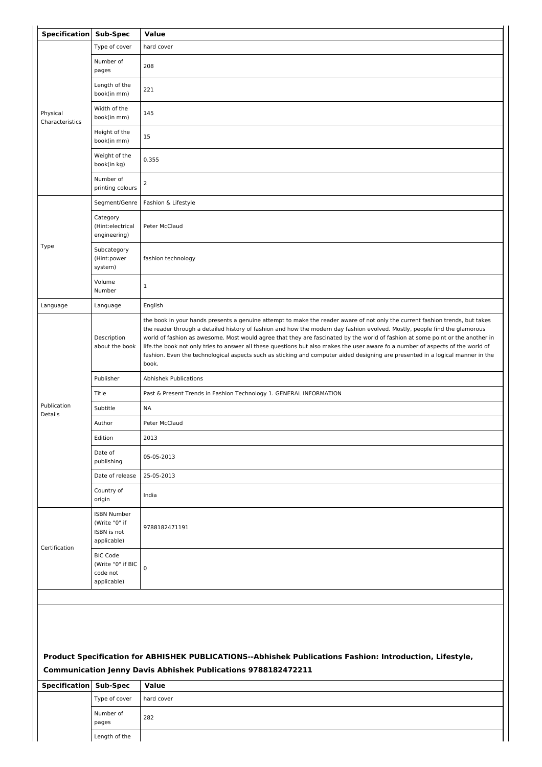| Specification | Sub-Spec | Value |
| --- | --- | --- |
| Physical Characteristics | Type of cover | hard cover |
| | Number of pages | 208 |
| | Length of the book(in mm) | 221 |
| | Width of the book(in mm) | 145 |
| | Height of the book(in mm) | 15 |
| | Weight of the book(in kg) | 0.355 |
| | Number of printing colours | 2 |
| Type | Segment/Genre | Fashion & Lifestyle |
| | Category (Hint:electrical engineering) | Peter McClaud |
| | Subcategory (Hint:power system) | fashion technology |
| | Volume Number | 1 |
| Language | Language | English |
| Publication Details | Description about the book | the book in your hands presents a genuine attempt to make the reader aware of not only the current fashion trends, but takes the reader through a detailed history of fashion and how the modern day fashion evolved. Mostly, people find the glamorous world of fashion as awesome. Most would agree that they are fascinated by the world of fashion at some point or the another in life.the book not only tries to answer all these questions but also makes the user aware fo a number of aspects of the world of fashion. Even the technological aspects such as sticking and computer aided designing are presented in a logical manner in the book. |
| | Publisher | Abhishek Publications |
| | Title | Past & Present Trends in Fashion Technology 1. GENERAL INFORMATION |
| | Subtitle | NA |
| | Author | Peter McClaud |
| | Edition | 2013 |
| | Date of publishing | 05-05-2013 |
| | Date of release | 25-05-2013 |
| | Country of origin | India |
| Certification | ISBN Number (Write "0" if ISBN is not applicable) | 9788182471191 |
| | BIC Code (Write "0" if BIC code not applicable) | 0 |

### Product Specification for ABHISHEK PUBLICATIONS--Abhishek Publications Fashion: Introduction, Lifestyle, Communication Jenny Davis Abhishek Publications 9788182472211

| Specification | Sub-Spec | Value |
| --- | --- | --- |
| | Type of cover | hard cover |
| | Number of pages | 282 |
| | Length of the | |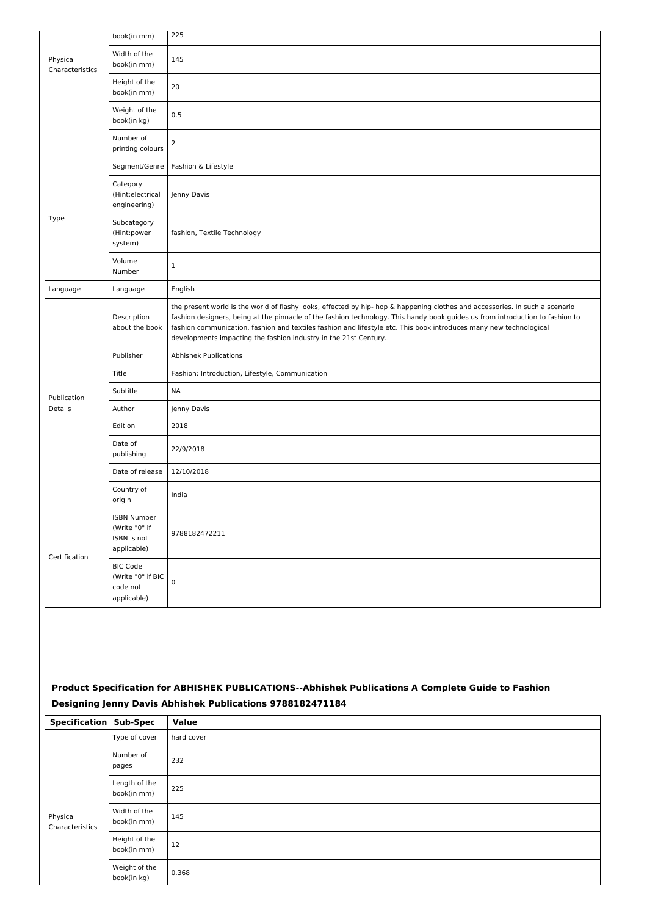| | | |
|---|---|---|
| | Length of the book(in mm) | 225 |
| Physical Characteristics | Width of the book(in mm) | 145 |
| | Height of the book(in mm) | 20 |
| | Weight of the book(in kg) | 0.5 |
| | Number of printing colours | 2 |
| Type | Segment/Genre | Fashion & Lifestyle |
| | Category (Hint:electrical engineering) | Jenny Davis |
| | Subcategory (Hint:power system) | fashion, Textile Technology |
| | Volume Number | 1 |
| Language | Language | English |
| Publication Details | Description about the book | the present world is the world of flashy looks, effected by hip- hop & happening clothes and accessories. In such a scenario fashion designers, being at the pinnacle of the fashion technology. This handy book guides us from introduction to fashion to fashion communication, fashion and textiles fashion and lifestyle etc. This book introduces many new technological developments impacting the fashion industry in the 21st Century. |
| | Publisher | Abhishek Publications |
| | Title | Fashion: Introduction, Lifestyle, Communication |
| | Subtitle | NA |
| | Author | Jenny Davis |
| | Edition | 2018 |
| | Date of publishing | 22/9/2018 |
| | Date of release | 12/10/2018 |
| | Country of origin | India |
| Certification | ISBN Number (Write "0" if ISBN is not applicable) | 9788182472211 |
| | BIC Code (Write "0" if BIC code not applicable) | 0 |

### Product Specification for ABHISHEK PUBLICATIONS--Abhishek Publications A Complete Guide to Fashion Designing Jenny Davis Abhishek Publications 9788182471184

| Specification | Sub-Spec | Value |
|---|---|---|
| Physical Characteristics | Type of cover | hard cover |
| | Number of pages | 232 |
| | Length of the book(in mm) | 225 |
| | Width of the book(in mm) | 145 |
| | Height of the book(in mm) | 12 |
| | Weight of the book(in kg) | 0.368 |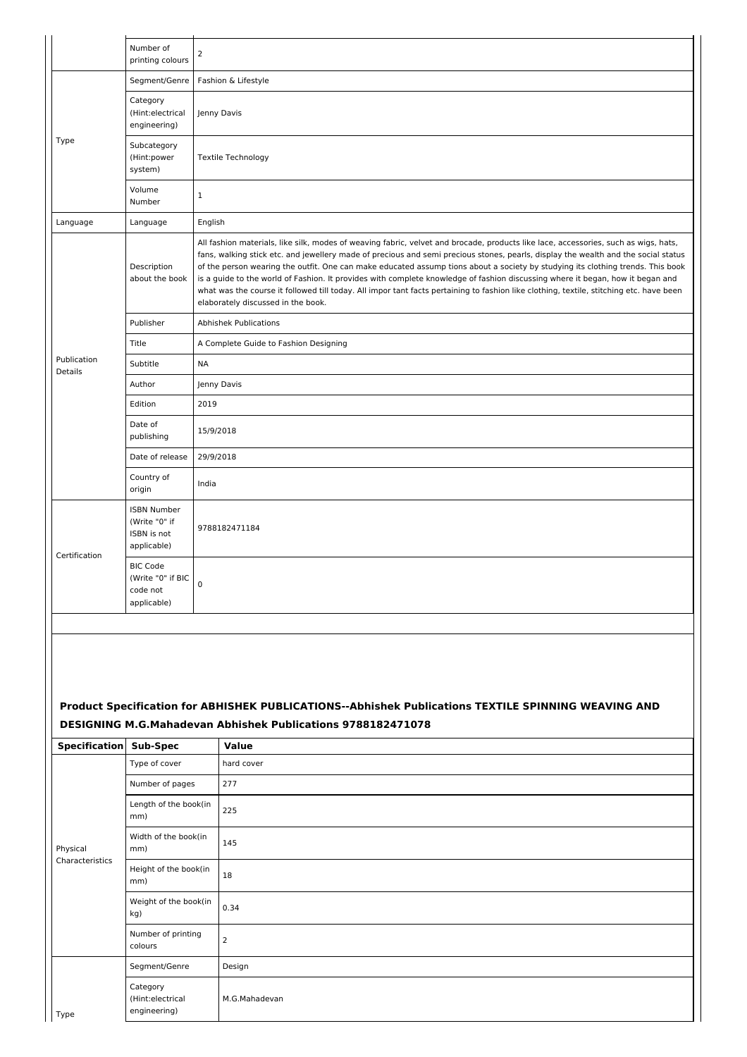| | | |
|---|---|---|
| | Number of printing colours | 2 |
| Type | Segment/Genre | Fashion & Lifestyle |
| | Category (Hint:electrical engineering) | Jenny Davis |
| | Subcategory (Hint:power system) | Textile Technology |
| | Volume Number | 1 |
| Language | Language | English |
| Publication Details | Description about the book | All fashion materials, like silk, modes of weaving fabric, velvet and brocade, products like lace, accessories, such as wigs, hats, fans, walking stick etc. and jewellery made of precious and semi precious stones, pearls, display the wealth and the social status of the person wearing the outfit. One can make educated assump tions about a society by studying its clothing trends. This book is a guide to the world of Fashion. It provides with complete knowledge of fashion discussing where it began, how it began and what was the course it followed till today. All impor tant facts pertaining to fashion like clothing, textile, stitching etc. have been elaborately discussed in the book. |
| | Publisher | Abhishek Publications |
| | Title | A Complete Guide to Fashion Designing |
| | Subtitle | NA |
| | Author | Jenny Davis |
| | Edition | 2019 |
| | Date of publishing | 15/9/2018 |
| | Date of release | 29/9/2018 |
| | Country of origin | India |
| Certification | ISBN Number (Write "0" if ISBN is not applicable) | 9788182471184 |
| | BIC Code (Write "0" if BIC code not applicable) | 0 |

### Product Specification for ABHISHEK PUBLICATIONS--Abhishek Publications TEXTILE SPINNING WEAVING AND DESIGNING M.G.Mahadevan Abhishek Publications 9788182471078

| Specification | Sub-Spec | Value |
|---|---|---|
| Physical Characteristics | Type of cover | hard cover |
| | Number of pages | 277 |
| | Length of the book(in mm) | 225 |
| | Width of the book(in mm) | 145 |
| | Height of the book(in mm) | 18 |
| | Weight of the book(in kg) | 0.34 |
| | Number of printing colours | 2 |
| Type | Segment/Genre | Design |
| | Category (Hint:electrical engineering) | M.G.Mahadevan |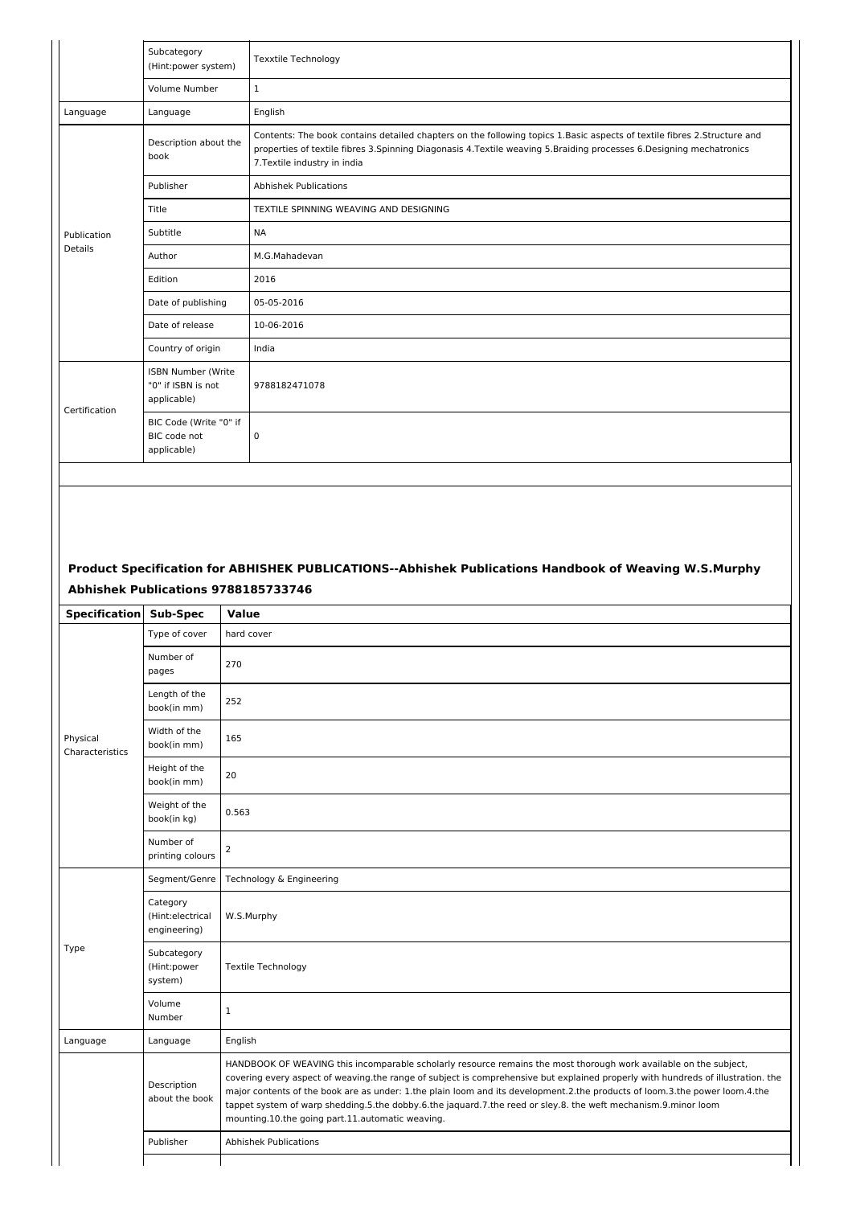| | | |
|---|---|---|
| | Subcategory (Hint:power system) | Texxtile Technology |
| | Volume Number | 1 |
| Language | Language | English |
| Publication Details | Description about the book | Contents: The book contains detailed chapters on the following topics 1.Basic aspects of textile fibres 2.Structure and properties of textile fibres 3.Spinning Diagonasis 4.Textile weaving 5.Braiding processes 6.Designing mechatronics 7.Textile industry in india |
| | Publisher | Abhishek Publications |
| | Title | TEXTILE SPINNING WEAVING AND DESIGNING |
| | Subtitle | NA |
| | Author | M.G.Mahadevan |
| | Edition | 2016 |
| | Date of publishing | 05-05-2016 |
| | Date of release | 10-06-2016 |
| | Country of origin | India |
| Certification | ISBN Number (Write "0" if ISBN is not applicable) | 9788182471078 |
| | BIC Code (Write "0" if BIC code not applicable) | 0 |

### Product Specification for ABHISHEK PUBLICATIONS--Abhishek Publications Handbook of Weaving W.S.Murphy Abhishek Publications 9788185733746

| Specification | Sub-Spec | Value |
|---|---|---|
| Physical Characteristics | Type of cover | hard cover |
| | Number of pages | 270 |
| | Length of the book(in mm) | 252 |
| | Width of the book(in mm) | 165 |
| | Height of the book(in mm) | 20 |
| | Weight of the book(in kg) | 0.563 |
| | Number of printing colours | 2 |
| Type | Segment/Genre | Technology & Engineering |
| | Category (Hint:electrical engineering) | W.S.Murphy |
| | Subcategory (Hint:power system) | Textile Technology |
| | Volume Number | 1 |
| Language | Language | English |
| | Description about the book | HANDBOOK OF WEAVING this incomparable scholarly resource remains the most thorough work available on the subject, covering every aspect of weaving.the range of subject is comprehensive but explained properly with hundreds of illustration. the major contents of the book are as under: 1.the plain loom and its development.2.the products of loom.3.the power loom.4.the tappet system of warp shedding.5.the dobby.6.the jaquard.7.the reed or sley.8. the weft mechanism.9.minor loom mounting.10.the going part.11.automatic weaving. |
| | Publisher | Abhishek Publications |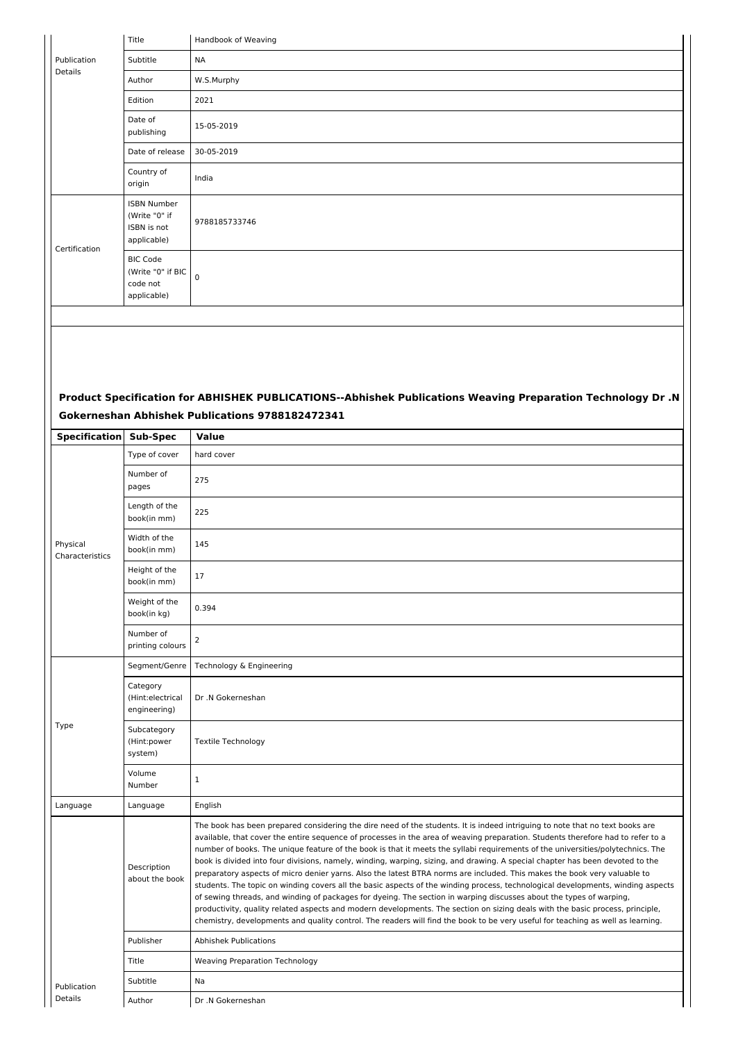| | | |
|---|---|---|
| Publication Details | Title | Handbook of Weaving |
| | Subtitle | NA |
| | Author | W.S.Murphy |
| | Edition | 2021 |
| | Date of publishing | 15-05-2019 |
| | Date of release | 30-05-2019 |
| | Country of origin | India |
| Certification | ISBN Number (Write "0" if ISBN is not applicable) | 9788185733746 |
| | BIC Code (Write "0" if BIC code not applicable) | 0 |

### Product Specification for ABHISHEK PUBLICATIONS--Abhishek Publications Weaving Preparation Technology Dr .N Gokerneshan Abhishek Publications 9788182472341

| Specification | Sub-Spec | Value |
|---|---|---|
| Physical Characteristics | Type of cover | hard cover |
| | Number of pages | 275 |
| | Length of the book(in mm) | 225 |
| | Width of the book(in mm) | 145 |
| | Height of the book(in mm) | 17 |
| | Weight of the book(in kg) | 0.394 |
| | Number of printing colours | 2 |
| Type | Segment/Genre | Technology & Engineering |
| | Category (Hint:electrical engineering) | Dr .N Gokerneshan |
| | Subcategory (Hint:power system) | Textile Technology |
| | Volume Number | 1 |
| Language | Language | English |
| Publication Details | Description about the book | The book has been prepared considering the dire need of the students. It is indeed intriguing to note that no text books are available, that cover the entire sequence of processes in the area of weaving preparation. Students therefore had to refer to a number of books. The unique feature of the book is that it meets the syllabi requirements of the universities/polytechnics. The book is divided into four divisions, namely, winding, warping, sizing, and drawing. A special chapter has been devoted to the preparatory aspects of micro denier yarns. Also the latest BTRA norms are included. This makes the book very valuable to students. The topic on winding covers all the basic aspects of the winding process, technological developments, winding aspects of sewing threads, and winding of packages for dyeing. The section in warping discusses about the types of warping, productivity, quality related aspects and modern developments. The section on sizing deals with the basic process, principle, chemistry, developments and quality control. The readers will find the book to be very useful for teaching as well as learning. |
| | Publisher | Abhishek Publications |
| | Title | Weaving Preparation Technology |
| | Subtitle | Na |
| | Author | Dr .N Gokerneshan |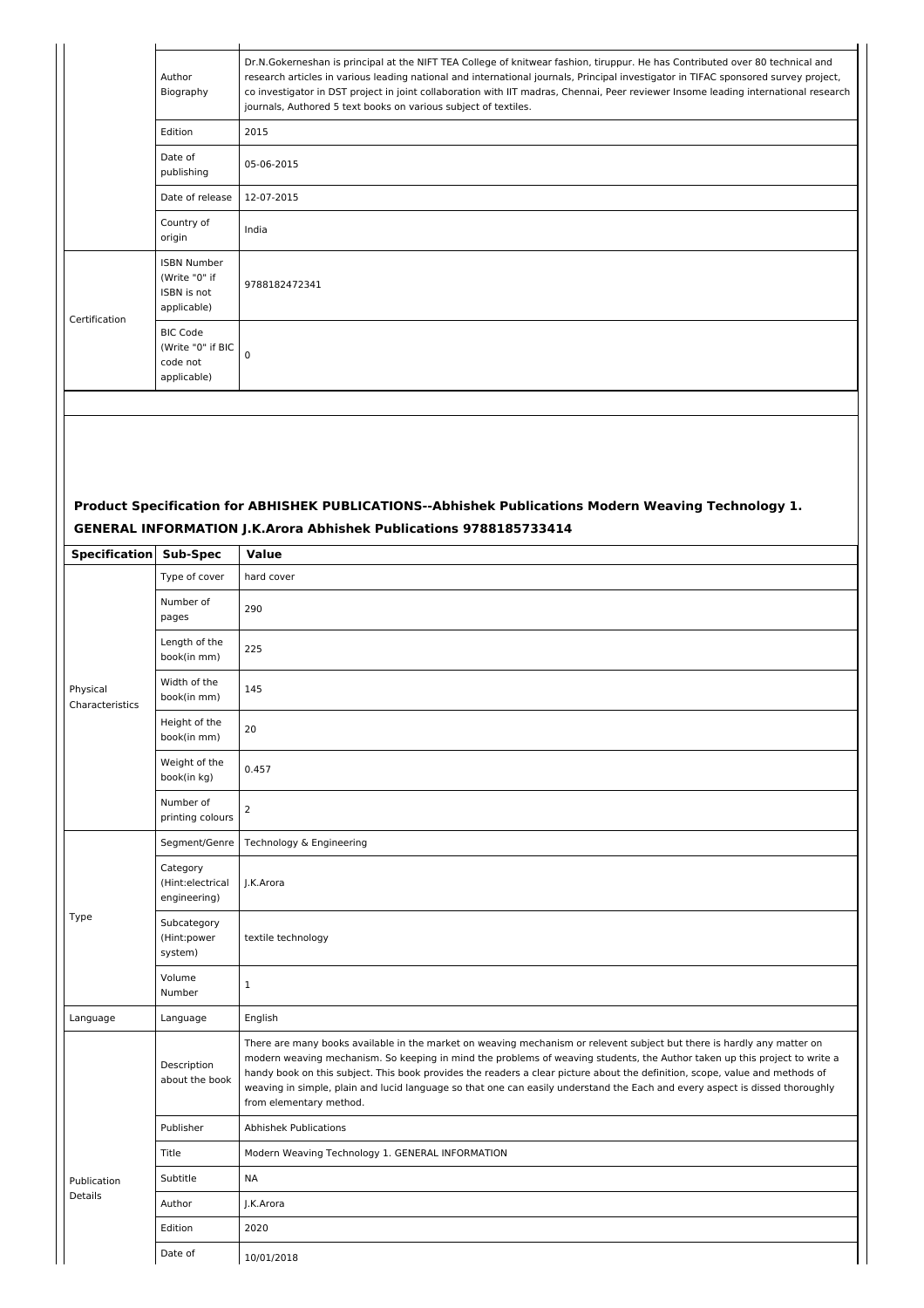| | | |
|---|---|---|
| | Author Biography | Dr.N.Gokerneshan is principal at the NIFT TEA College of knitwear fashion, tiruppur. He has Contributed over 80 technical and research articles in various leading national and international journals, Principal investigator in TIFAC sponsored survey project, co investigator in DST project in joint collaboration with IIT madras, Chennai, Peer reviewer Insome leading international research journals, Authored 5 text books on various subject of textiles. |
| | Edition | 2015 |
| | Date of publishing | 05-06-2015 |
| | Date of release | 12-07-2015 |
| | Country of origin | India |
| Certification | ISBN Number (Write "0" if ISBN is not applicable) | 9788182472341 |
| | BIC Code (Write "0" if BIC code not applicable) | 0 |

### Product Specification for ABHISHEK PUBLICATIONS--Abhishek Publications Modern Weaving Technology 1. GENERAL INFORMATION J.K.Arora Abhishek Publications 9788185733414

| Specification | Sub-Spec | Value |
|---|---|---|
| Physical Characteristics | Type of cover | hard cover |
| | Number of pages | 290 |
| | Length of the book(in mm) | 225 |
| | Width of the book(in mm) | 145 |
| | Height of the book(in mm) | 20 |
| | Weight of the book(in kg) | 0.457 |
| | Number of printing colours | 2 |
| Type | Segment/Genre | Technology & Engineering |
| | Category (Hint:electrical engineering) | J.K.Arora |
| | Subcategory (Hint:power system) | textile technology |
| | Volume Number | 1 |
| Language | Language | English |
| Publication Details | Description about the book | There are many books available in the market on weaving mechanism or relevent subject but there is hardly any matter on modern weaving mechanism. So keeping in mind the problems of weaving students, the Author taken up this project to write a handy book on this subject. This book provides the readers a clear picture about the definition, scope, value and methods of weaving in simple, plain and lucid language so that one can easily understand the Each and every aspect is dissed thoroughly from elementary method. |
| | Publisher | Abhishek Publications |
| | Title | Modern Weaving Technology 1. GENERAL INFORMATION |
| | Subtitle | NA |
| | Author | J.K.Arora |
| | Edition | 2020 |
| | Date of | 10/01/2018 |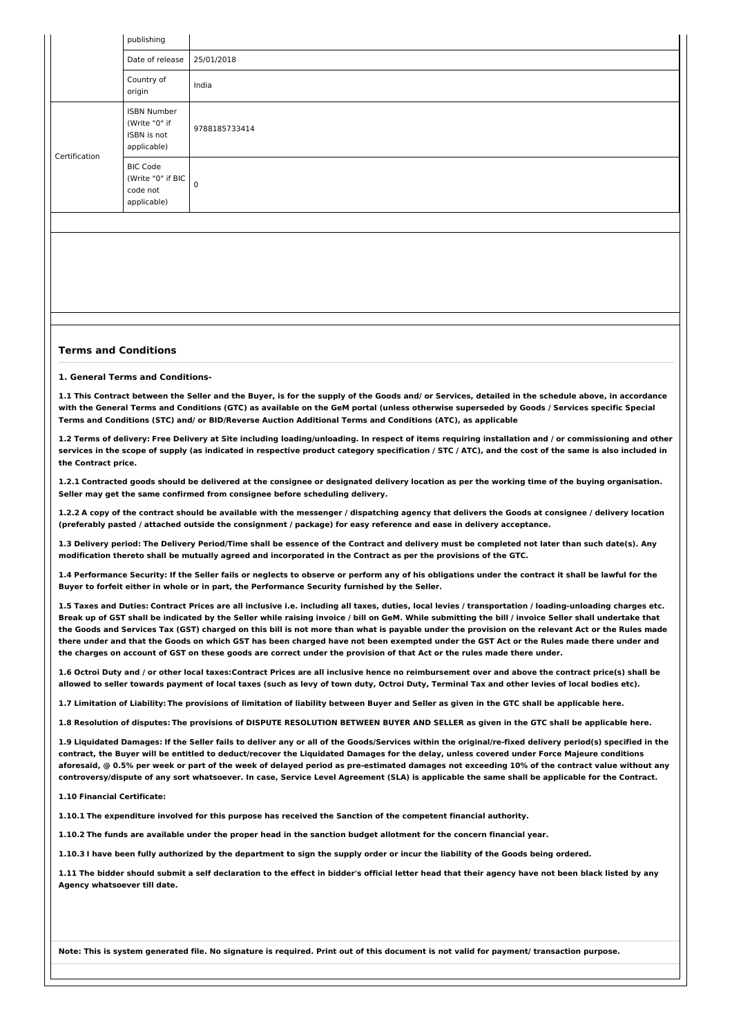| | | |
|---|---|---|
| | publishing | |
| | Date of release | 25/01/2018 |
| | Country of origin | India |
| Certification | ISBN Number (Write "0" if ISBN is not applicable) | 9788185733414 |
| | BIC Code (Write "0" if BIC code not applicable) | 0 |

## Terms and Conditions

**1. General Terms and Conditions-**

**1.1 This Contract between the Seller and the Buyer, is for the supply of the Goods and/ or Services, detailed in the schedule above, in accordance with the General Terms and Conditions (GTC) as available on the GeM portal (unless otherwise superseded by Goods / Services specific Special Terms and Conditions (STC) and/ or BID/Reverse Auction Additional Terms and Conditions (ATC), as applicable**

**1.2 Terms of delivery: Free Delivery at Site including loading/unloading. In respect of items requiring installation and / or commissioning and other services in the scope of supply (as indicated in respective product category specification / STC / ATC), and the cost of the same is also included in the Contract price.**

**1.2.1 Contracted goods should be delivered at the consignee or designated delivery location as per the working time of the buying organisation. Seller may get the same confirmed from consignee before scheduling delivery.**

**1.2.2 A copy of the contract should be available with the messenger / dispatching agency that delivers the Goods at consignee / delivery location (preferably pasted / attached outside the consignment / package) for easy reference and ease in delivery acceptance.**

**1.3 Delivery period: The Delivery Period/Time shall be essence of the Contract and delivery must be completed not later than such date(s). Any modification thereto shall be mutually agreed and incorporated in the Contract as per the provisions of the GTC.**

**1.4 Performance Security: If the Seller fails or neglects to observe or perform any of his obligations under the contract it shall be lawful for the Buyer to forfeit either in whole or in part, the Performance Security furnished by the Seller.**

**1.5 Taxes and Duties: Contract Prices are all inclusive i.e. including all taxes, duties, local levies / transportation / loading-unloading charges etc. Break up of GST shall be indicated by the Seller while raising invoice / bill on GeM. While submitting the bill / invoice Seller shall undertake that the Goods and Services Tax (GST) charged on this bill is not more than what is payable under the provision on the relevant Act or the Rules made there under and that the Goods on which GST has been charged have not been exempted under the GST Act or the Rules made there under and the charges on account of GST on these goods are correct under the provision of that Act or the rules made there under.**

**1.6 Octroi Duty and / or other local taxes:Contract Prices are all inclusive hence no reimbursement over and above the contract price(s) shall be allowed to seller towards payment of local taxes (such as levy of town duty, Octroi Duty, Terminal Tax and other levies of local bodies etc).**

**1.7 Limitation of Liability: The provisions of limitation of liability between Buyer and Seller as given in the GTC shall be applicable here.**

**1.8 Resolution of disputes: The provisions of DISPUTE RESOLUTION BETWEEN BUYER AND SELLER as given in the GTC shall be applicable here.**

**1.9 Liquidated Damages: If the Seller fails to deliver any or all of the Goods/Services within the original/re-fixed delivery period(s) specified in the contract, the Buyer will be entitled to deduct/recover the Liquidated Damages for the delay, unless covered under Force Majeure conditions aforesaid, @ 0.5% per week or part of the week of delayed period as pre-estimated damages not exceeding 10% of the contract value without any controversy/dispute of any sort whatsoever. In case, Service Level Agreement (SLA) is applicable the same shall be applicable for the Contract.**

**1.10 Financial Certificate:**

**1.10.1 The expenditure involved for this purpose has received the Sanction of the competent financial authority.**

**1.10.2 The funds are available under the proper head in the sanction budget allotment for the concern financial year.**

**1.10.3 I have been fully authorized by the department to sign the supply order or incur the liability of the Goods being ordered.**

**1.11 The bidder should submit a self declaration to the effect in bidder's official letter head that their agency have not been black listed by any Agency whatsoever till date.**

**Note: This is system generated file. No signature is required. Print out of this document is not valid for payment/ transaction purpose.**